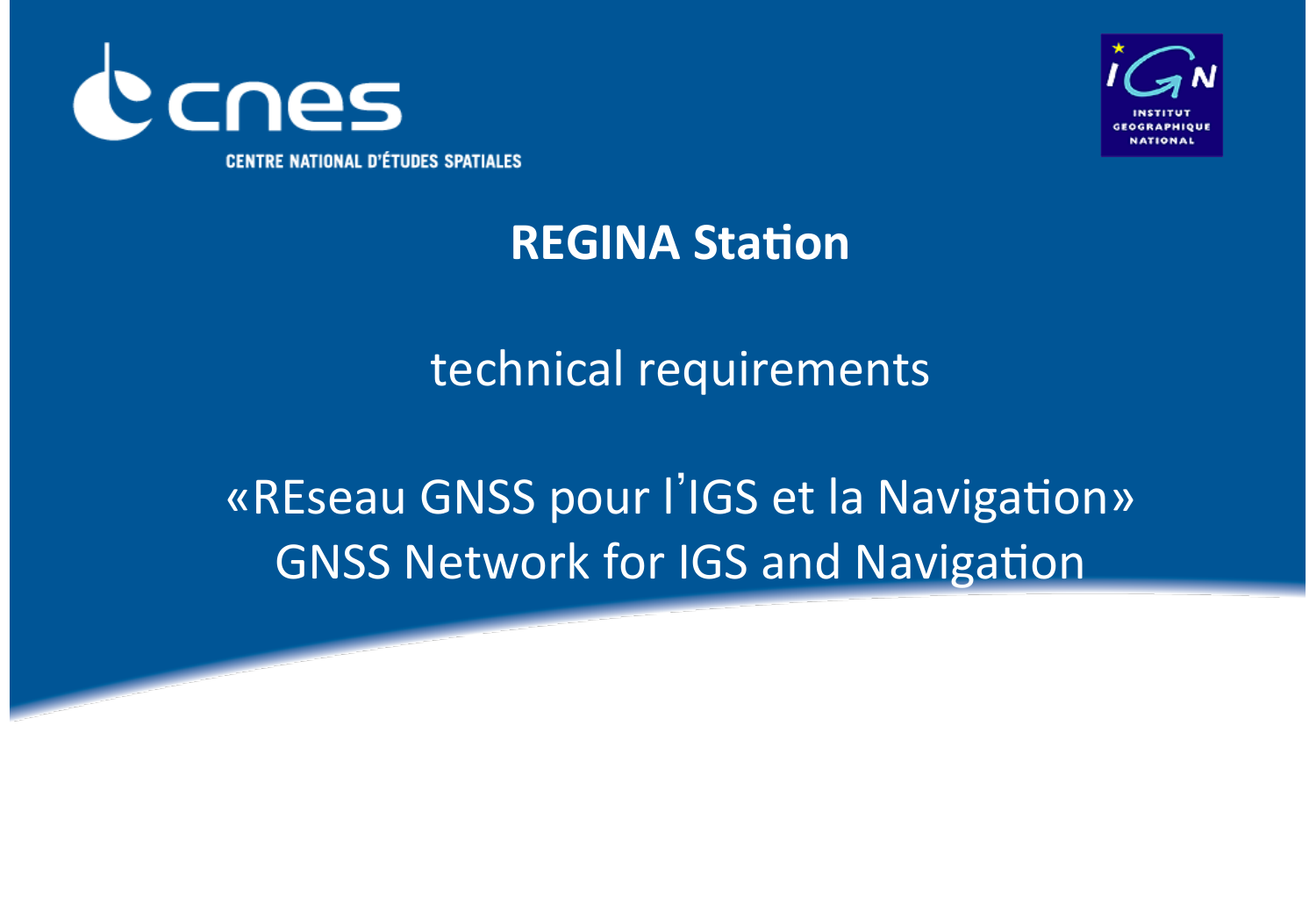cnes

CENTRE NATIONAL D'ÉTUDES SPATIALES

INSTITUT GÉOGRAPHIQUE NATIONAL

# REGINA Station

## technical requirements

## «REseau GNSS pour l'IGS et la Navigation»
## GNSS Network for IGS and Navigation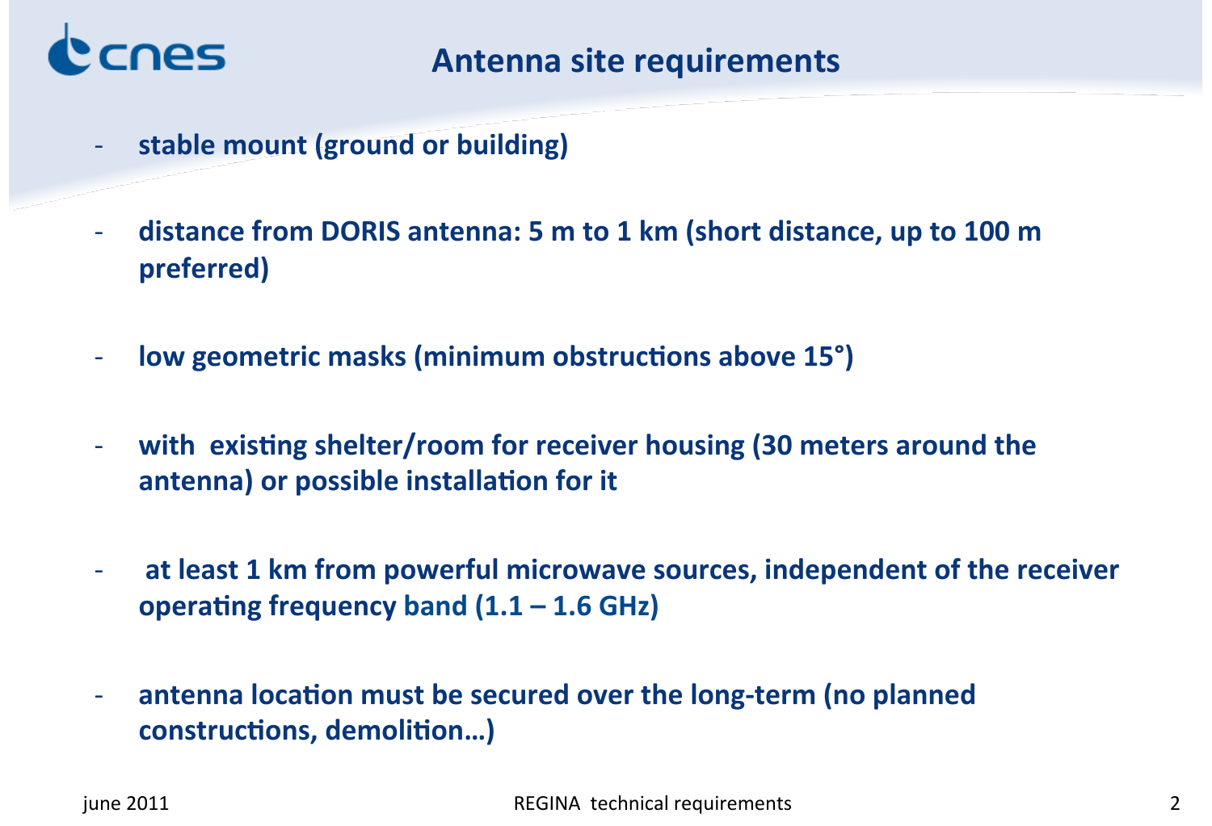# Antenna site requirements

- **stable mount (ground or building)**

- **distance from DORIS antenna: 5 m to 1 km (short distance, up to 100 m preferred)**

- **low geometric masks (minimum obstructions above 15°)**

- **with existing shelter/room for receiver housing (30 meters around the antenna) or possible installation for it**

- **at least 1 km from powerful microwave sources, independent of the receiver operating frequency band (1.1 – 1.6 GHz)**

- **antenna location must be secured over the long-term (no planned constructions, demolition…)**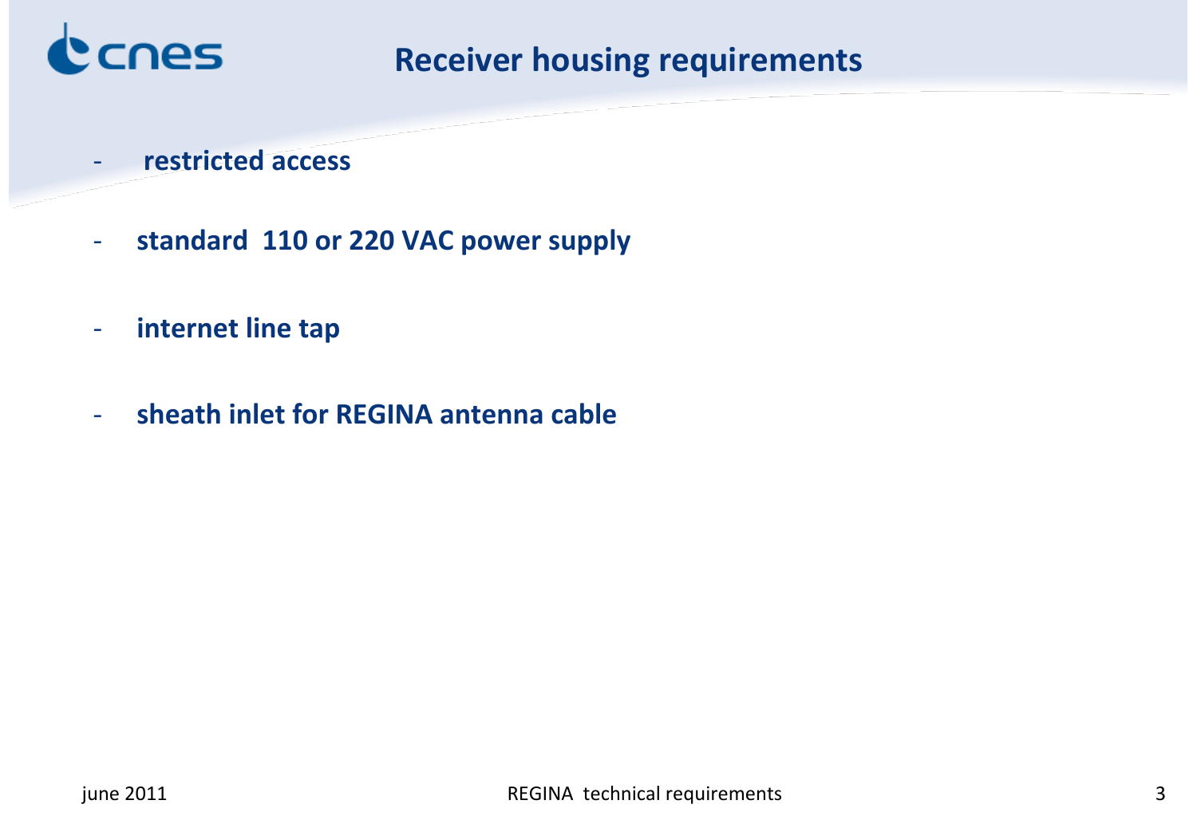# Receiver housing requirements

- **restricted access**

- **standard 110 or 220 VAC power supply**

- **internet line tap**

- **sheath inlet for REGINA antenna cable**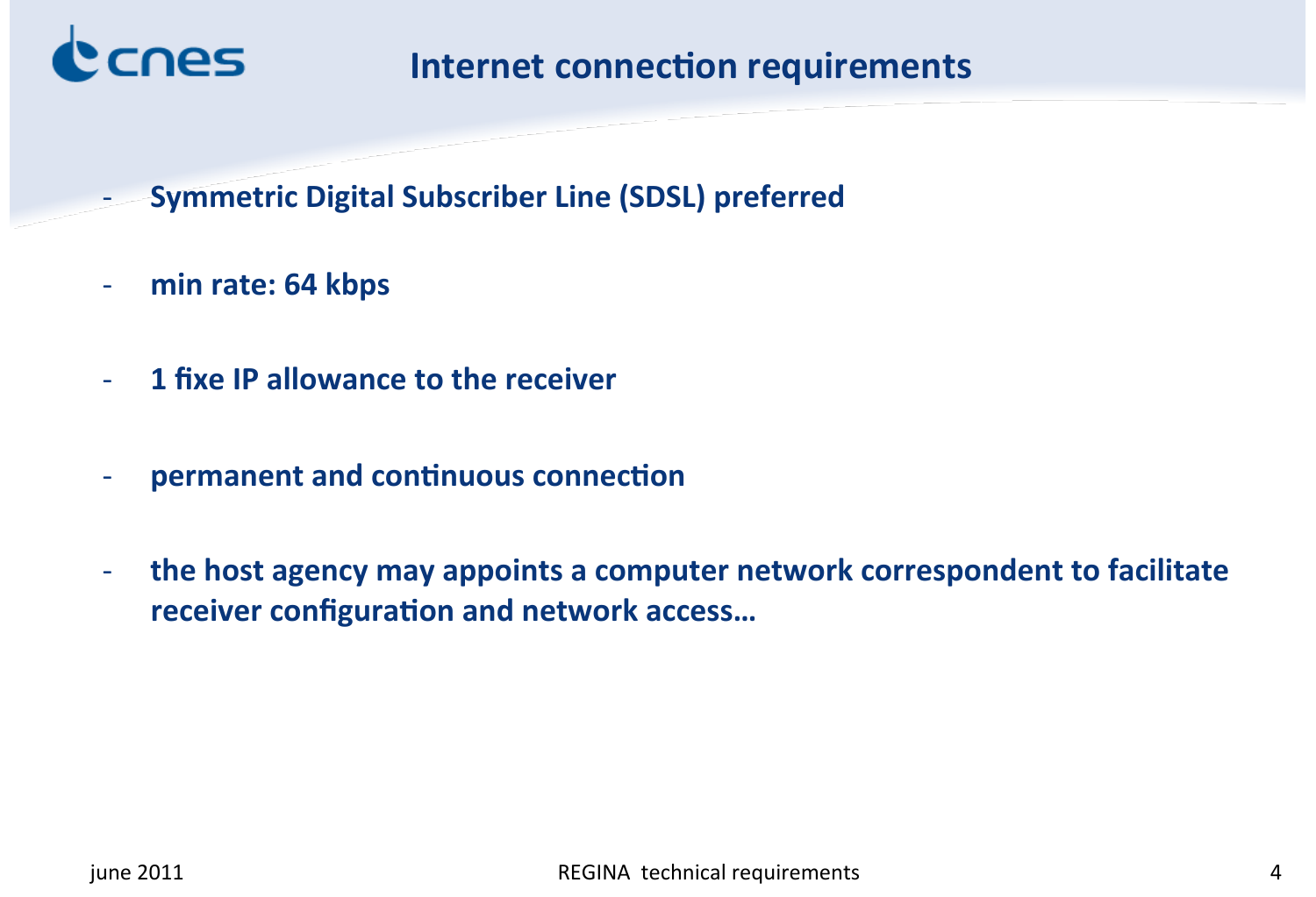# Internet connection requirements

- **Symmetric Digital Subscriber Line (SDSL) preferred**
- **min rate: 64 kbps**
- **1 fixe IP allowance to the receiver**
- **permanent and continuous connection**
- **the host agency may appoints a computer network correspondent to facilitate receiver configuration and network access…**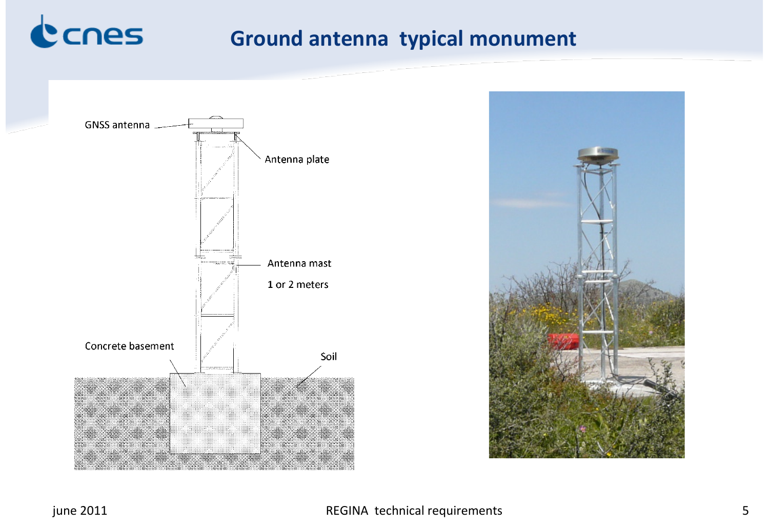# Ground antenna typical monument

GNSS antenna

Antenna plate

Antenna mast

1 or 2 meters

Concrete basement

Soil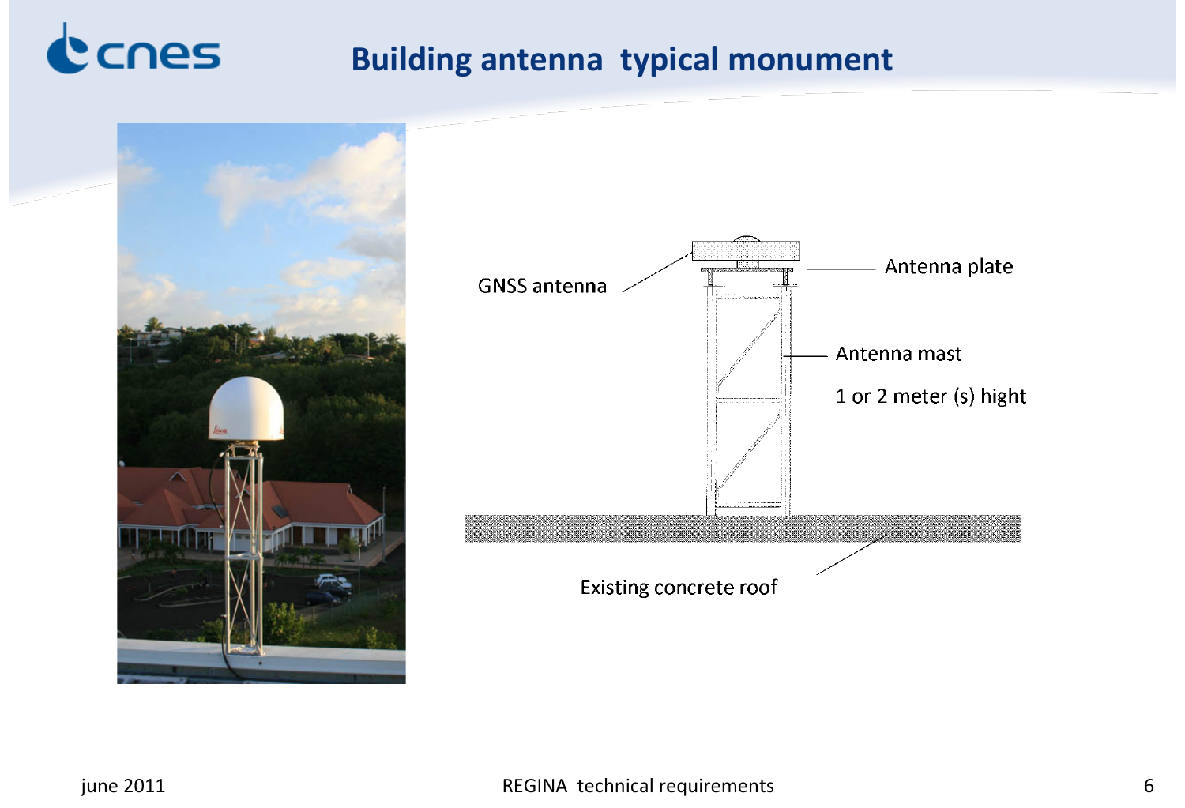# Building antenna typical monument

GNSS antenna

Antenna plate

Antenna mast

1 or 2 meter (s) hight

Existing concrete roof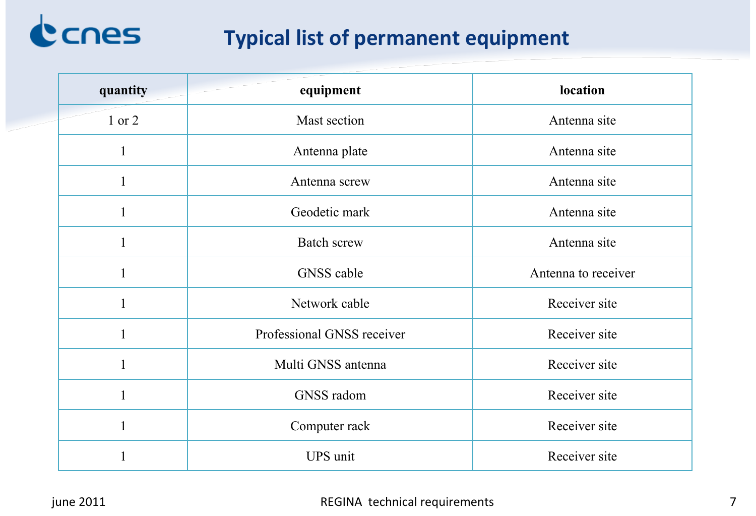# Typical list of permanent equipment

| quantity | equipment | location |
|---|---|---|
| 1 or 2 | Mast section | Antenna site |
| 1 | Antenna plate | Antenna site |
| 1 | Antenna screw | Antenna site |
| 1 | Geodetic mark | Antenna site |
| 1 | Batch screw | Antenna site |
| 1 | GNSS cable | Antenna to receiver |
| 1 | Network cable | Receiver site |
| 1 | Professional GNSS receiver | Receiver site |
| 1 | Multi GNSS antenna | Receiver site |
| 1 | GNSS radom | Receiver site |
| 1 | Computer rack | Receiver site |
| 1 | UPS unit | Receiver site |